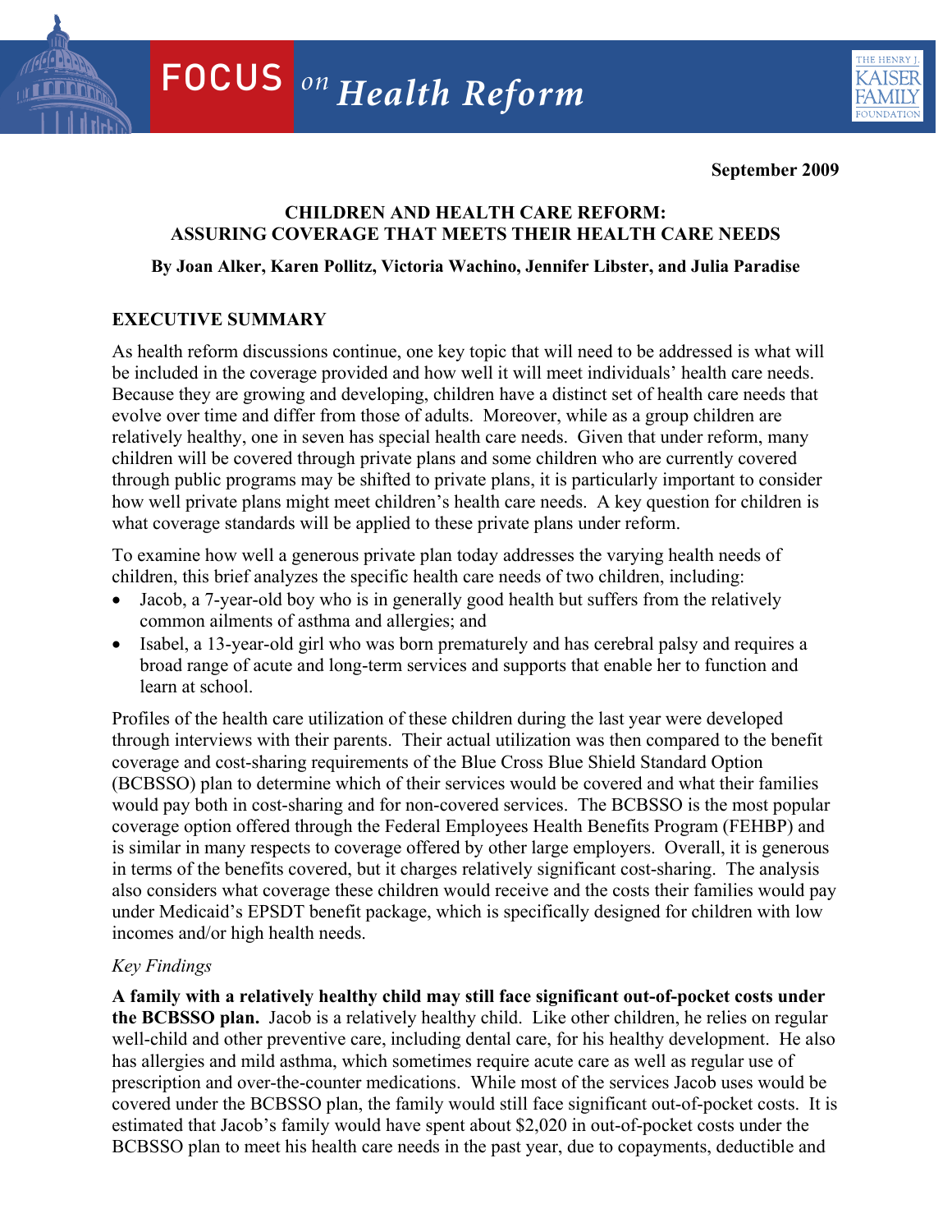FOCUS *on Health Reform*

THE HENRY J. KAISER FAMILY FOUNDATION

**September 2009**

# CHILDREN AND HEALTH CARE REFORM: ASSURING COVERAGE THAT MEETS THEIR HEALTH CARE NEEDS

**By Joan Alker, Karen Pollitz, Victoria Wachino, Jennifer Libster, and Julia Paradise**

## EXECUTIVE SUMMARY

As health reform discussions continue, one key topic that will need to be addressed is what will be included in the coverage provided and how well it will meet individuals' health care needs. Because they are growing and developing, children have a distinct set of health care needs that evolve over time and differ from those of adults. Moreover, while as a group children are relatively healthy, one in seven has special health care needs. Given that under reform, many children will be covered through private plans and some children who are currently covered through public programs may be shifted to private plans, it is particularly important to consider how well private plans might meet children's health care needs. A key question for children is what coverage standards will be applied to these private plans under reform.

To examine how well a generous private plan today addresses the varying health needs of children, this brief analyzes the specific health care needs of two children, including:

- Jacob, a 7-year-old boy who is in generally good health but suffers from the relatively common ailments of asthma and allergies; and
- Isabel, a 13-year-old girl who was born prematurely and has cerebral palsy and requires a broad range of acute and long-term services and supports that enable her to function and learn at school.

Profiles of the health care utilization of these children during the last year were developed through interviews with their parents. Their actual utilization was then compared to the benefit coverage and cost-sharing requirements of the Blue Cross Blue Shield Standard Option (BCBSSO) plan to determine which of their services would be covered and what their families would pay both in cost-sharing and for non-covered services. The BCBSSO is the most popular coverage option offered through the Federal Employees Health Benefits Program (FEHBP) and is similar in many respects to coverage offered by other large employers. Overall, it is generous in terms of the benefits covered, but it charges relatively significant cost-sharing. The analysis also considers what coverage these children would receive and the costs their families would pay under Medicaid's EPSDT benefit package, which is specifically designed for children with low incomes and/or high health needs.

*Key Findings*

**A family with a relatively healthy child may still face significant out-of-pocket costs under the BCBSSO plan.** Jacob is a relatively healthy child. Like other children, he relies on regular well-child and other preventive care, including dental care, for his healthy development. He also has allergies and mild asthma, which sometimes require acute care as well as regular use of prescription and over-the-counter medications. While most of the services Jacob uses would be covered under the BCBSSO plan, the family would still face significant out-of-pocket costs. It is estimated that Jacob's family would have spent about $2,020 in out-of-pocket costs under the BCBSSO plan to meet his health care needs in the past year, due to copayments, deductible and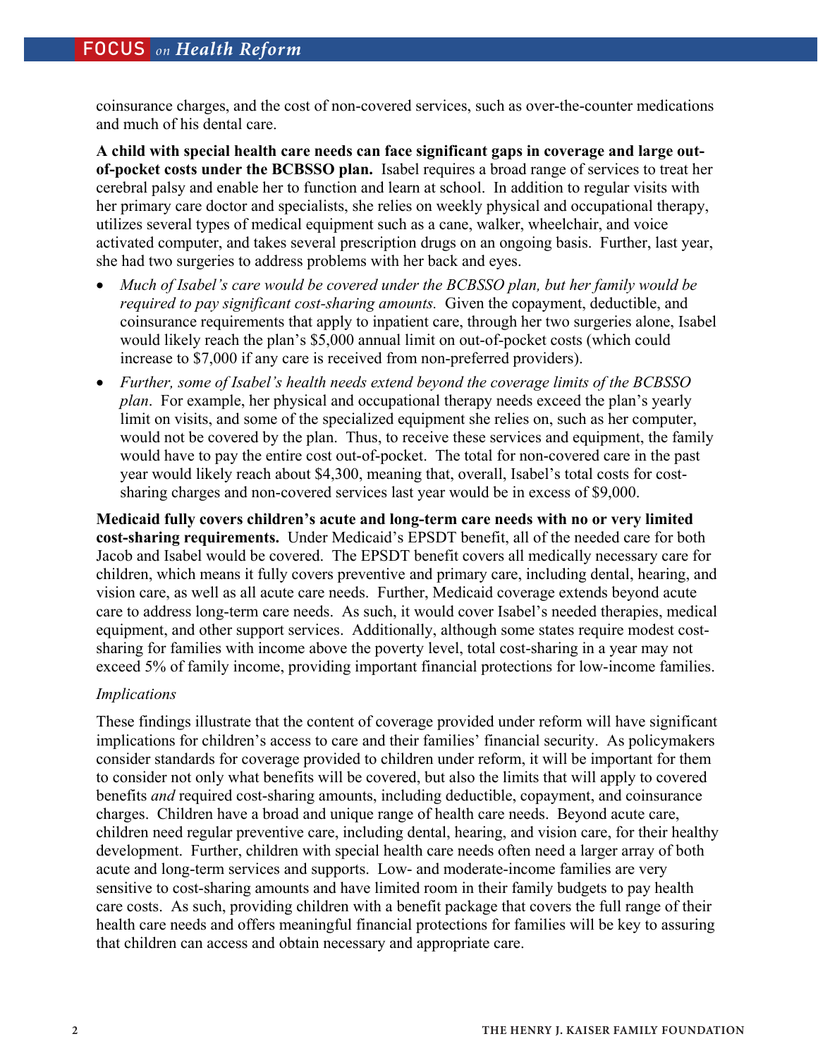coinsurance charges, and the cost of non-covered services, such as over-the-counter medications and much of his dental care.

**A child with special health care needs can face significant gaps in coverage and large out-of-pocket costs under the BCBSSO plan.** Isabel requires a broad range of services to treat her cerebral palsy and enable her to function and learn at school. In addition to regular visits with her primary care doctor and specialists, she relies on weekly physical and occupational therapy, utilizes several types of medical equipment such as a cane, walker, wheelchair, and voice activated computer, and takes several prescription drugs on an ongoing basis. Further, last year, she had two surgeries to address problems with her back and eyes.

- *Much of Isabel's care would be covered under the BCBSSO plan, but her family would be required to pay significant cost-sharing amounts.* Given the copayment, deductible, and coinsurance requirements that apply to inpatient care, through her two surgeries alone, Isabel would likely reach the plan's $5,000 annual limit on out-of-pocket costs (which could increase to $7,000 if any care is received from non-preferred providers).
- *Further, some of Isabel's health needs extend beyond the coverage limits of the BCBSSO plan*. For example, her physical and occupational therapy needs exceed the plan's yearly limit on visits, and some of the specialized equipment she relies on, such as her computer, would not be covered by the plan. Thus, to receive these services and equipment, the family would have to pay the entire cost out-of-pocket. The total for non-covered care in the past year would likely reach about $4,300, meaning that, overall, Isabel's total costs for cost-sharing charges and non-covered services last year would be in excess of $9,000.

**Medicaid fully covers children's acute and long-term care needs with no or very limited cost-sharing requirements.** Under Medicaid's EPSDT benefit, all of the needed care for both Jacob and Isabel would be covered. The EPSDT benefit covers all medically necessary care for children, which means it fully covers preventive and primary care, including dental, hearing, and vision care, as well as all acute care needs. Further, Medicaid coverage extends beyond acute care to address long-term care needs. As such, it would cover Isabel's needed therapies, medical equipment, and other support services. Additionally, although some states require modest cost-sharing for families with income above the poverty level, total cost-sharing in a year may not exceed 5% of family income, providing important financial protections for low-income families.

*Implications*

These findings illustrate that the content of coverage provided under reform will have significant implications for children's access to care and their families' financial security. As policymakers consider standards for coverage provided to children under reform, it will be important for them to consider not only what benefits will be covered, but also the limits that will apply to covered benefits *and* required cost-sharing amounts, including deductible, copayment, and coinsurance charges. Children have a broad and unique range of health care needs. Beyond acute care, children need regular preventive care, including dental, hearing, and vision care, for their healthy development. Further, children with special health care needs often need a larger array of both acute and long-term services and supports. Low- and moderate-income families are very sensitive to cost-sharing amounts and have limited room in their family budgets to pay health care costs. As such, providing children with a benefit package that covers the full range of their health care needs and offers meaningful financial protections for families will be key to assuring that children can access and obtain necessary and appropriate care.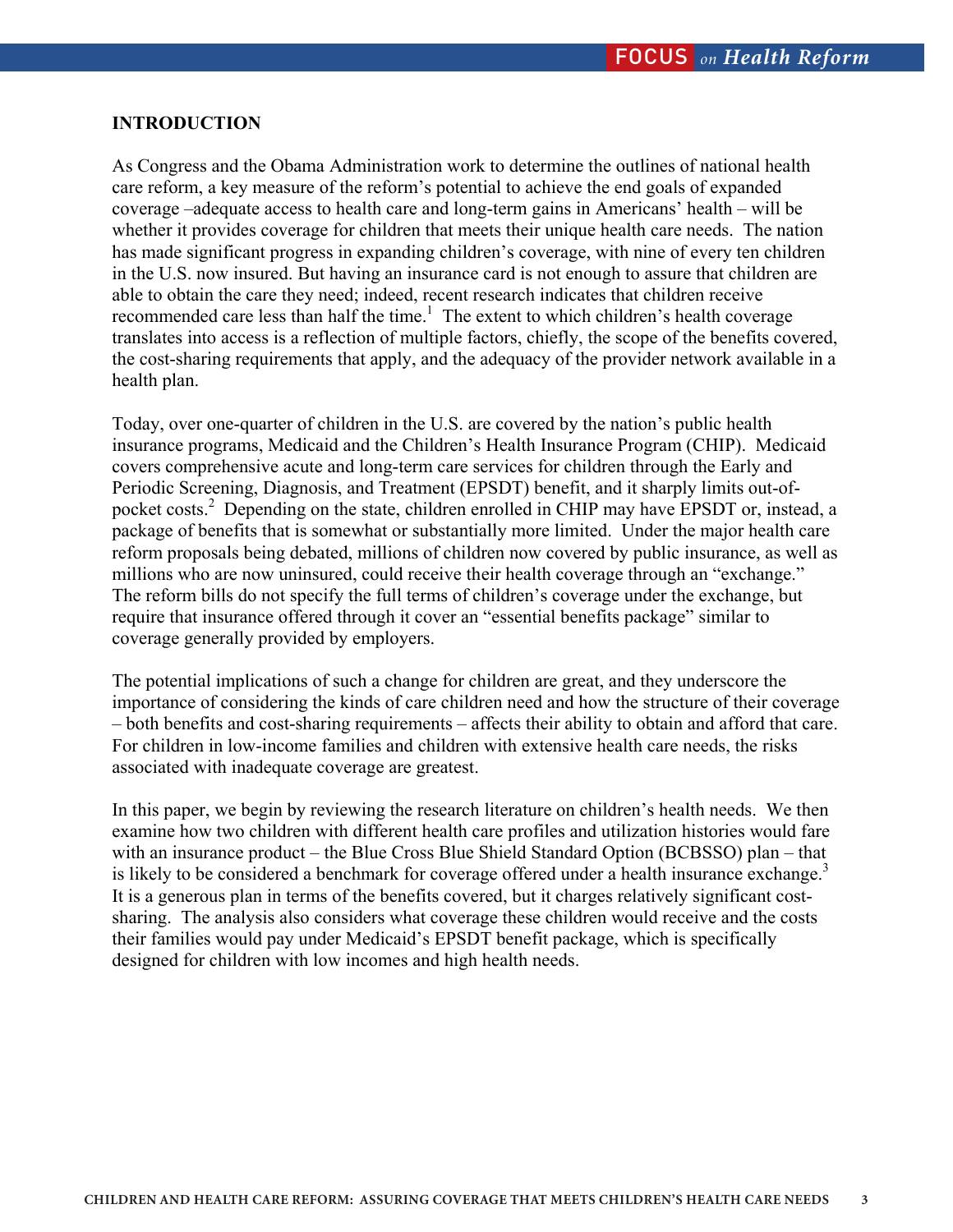## INTRODUCTION

As Congress and the Obama Administration work to determine the outlines of national health care reform, a key measure of the reform's potential to achieve the end goals of expanded coverage –adequate access to health care and long-term gains in Americans' health – will be whether it provides coverage for children that meets their unique health care needs. The nation has made significant progress in expanding children's coverage, with nine of every ten children in the U.S. now insured. But having an insurance card is not enough to assure that children are able to obtain the care they need; indeed, recent research indicates that children receive recommended care less than half the time.[1] The extent to which children's health coverage translates into access is a reflection of multiple factors, chiefly, the scope of the benefits covered, the cost-sharing requirements that apply, and the adequacy of the provider network available in a health plan.

Today, over one-quarter of children in the U.S. are covered by the nation's public health insurance programs, Medicaid and the Children's Health Insurance Program (CHIP). Medicaid covers comprehensive acute and long-term care services for children through the Early and Periodic Screening, Diagnosis, and Treatment (EPSDT) benefit, and it sharply limits out-of-pocket costs.[2] Depending on the state, children enrolled in CHIP may have EPSDT or, instead, a package of benefits that is somewhat or substantially more limited. Under the major health care reform proposals being debated, millions of children now covered by public insurance, as well as millions who are now uninsured, could receive their health coverage through an "exchange." The reform bills do not specify the full terms of children's coverage under the exchange, but require that insurance offered through it cover an "essential benefits package" similar to coverage generally provided by employers.

The potential implications of such a change for children are great, and they underscore the importance of considering the kinds of care children need and how the structure of their coverage – both benefits and cost-sharing requirements – affects their ability to obtain and afford that care. For children in low-income families and children with extensive health care needs, the risks associated with inadequate coverage are greatest.

In this paper, we begin by reviewing the research literature on children's health needs. We then examine how two children with different health care profiles and utilization histories would fare with an insurance product – the Blue Cross Blue Shield Standard Option (BCBSSO) plan – that is likely to be considered a benchmark for coverage offered under a health insurance exchange.[3] It is a generous plan in terms of the benefits covered, but it charges relatively significant cost-sharing. The analysis also considers what coverage these children would receive and the costs their families would pay under Medicaid's EPSDT benefit package, which is specifically designed for children with low incomes and high health needs.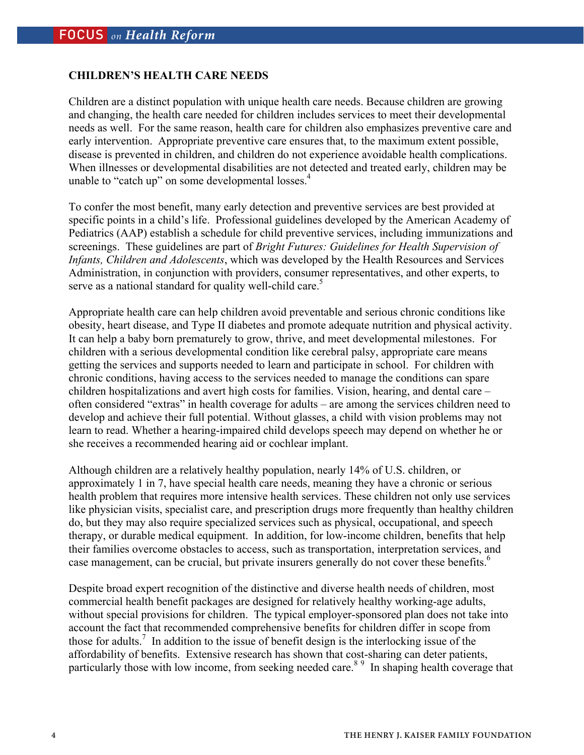## CHILDREN'S HEALTH CARE NEEDS

Children are a distinct population with unique health care needs. Because children are growing and changing, the health care needed for children includes services to meet their developmental needs as well. For the same reason, health care for children also emphasizes preventive care and early intervention. Appropriate preventive care ensures that, to the maximum extent possible, disease is prevented in children, and children do not experience avoidable health complications. When illnesses or developmental disabilities are not detected and treated early, children may be unable to "catch up" on some developmental losses.[4]

To confer the most benefit, many early detection and preventive services are best provided at specific points in a child's life. Professional guidelines developed by the American Academy of Pediatrics (AAP) establish a schedule for child preventive services, including immunizations and screenings. These guidelines are part of *Bright Futures: Guidelines for Health Supervision of Infants, Children and Adolescents*, which was developed by the Health Resources and Services Administration, in conjunction with providers, consumer representatives, and other experts, to serve as a national standard for quality well-child care.[5]

Appropriate health care can help children avoid preventable and serious chronic conditions like obesity, heart disease, and Type II diabetes and promote adequate nutrition and physical activity. It can help a baby born prematurely to grow, thrive, and meet developmental milestones. For children with a serious developmental condition like cerebral palsy, appropriate care means getting the services and supports needed to learn and participate in school. For children with chronic conditions, having access to the services needed to manage the conditions can spare children hospitalizations and avert high costs for families. Vision, hearing, and dental care – often considered "extras" in health coverage for adults – are among the services children need to develop and achieve their full potential. Without glasses, a child with vision problems may not learn to read. Whether a hearing-impaired child develops speech may depend on whether he or she receives a recommended hearing aid or cochlear implant.

Although children are a relatively healthy population, nearly 14% of U.S. children, or approximately 1 in 7, have special health care needs, meaning they have a chronic or serious health problem that requires more intensive health services. These children not only use services like physician visits, specialist care, and prescription drugs more frequently than healthy children do, but they may also require specialized services such as physical, occupational, and speech therapy, or durable medical equipment. In addition, for low-income children, benefits that help their families overcome obstacles to access, such as transportation, interpretation services, and case management, can be crucial, but private insurers generally do not cover these benefits.[6]

Despite broad expert recognition of the distinctive and diverse health needs of children, most commercial health benefit packages are designed for relatively healthy working-age adults, without special provisions for children. The typical employer-sponsored plan does not take into account the fact that recommended comprehensive benefits for children differ in scope from those for adults.[7] In addition to the issue of benefit design is the interlocking issue of the affordability of benefits. Extensive research has shown that cost-sharing can deter patients, particularly those with low income, from seeking needed care.[8][9] In shaping health coverage that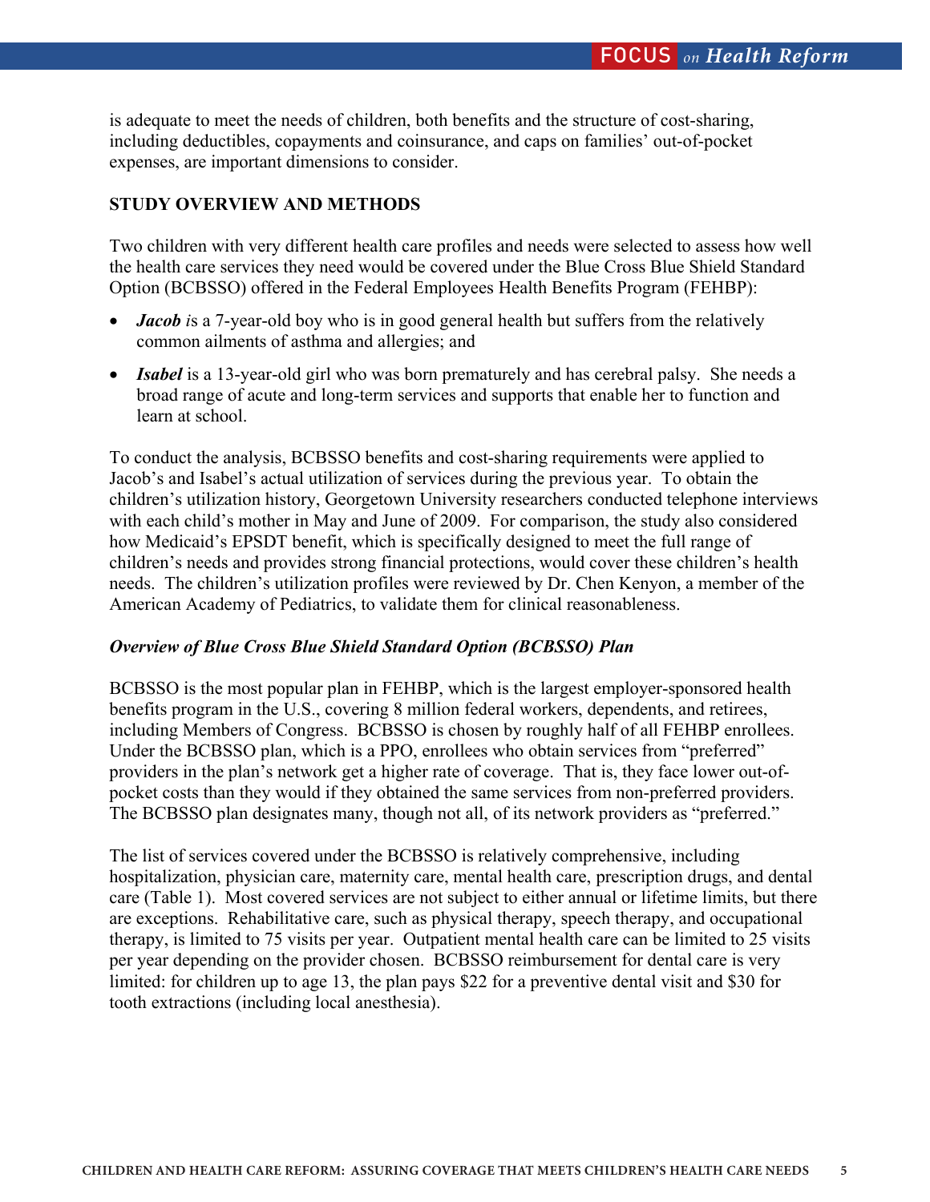is adequate to meet the needs of children, both benefits and the structure of cost-sharing, including deductibles, copayments and coinsurance, and caps on families' out-of-pocket expenses, are important dimensions to consider.

## STUDY OVERVIEW AND METHODS

Two children with very different health care profiles and needs were selected to assess how well the health care services they need would be covered under the Blue Cross Blue Shield Standard Option (BCBSSO) offered in the Federal Employees Health Benefits Program (FEHBP):

- ***Jacob*** *i*s a 7-year-old boy who is in good general health but suffers from the relatively common ailments of asthma and allergies; and
- ***Isabel*** is a 13-year-old girl who was born prematurely and has cerebral palsy. She needs a broad range of acute and long-term services and supports that enable her to function and learn at school.

To conduct the analysis, BCBSSO benefits and cost-sharing requirements were applied to Jacob's and Isabel's actual utilization of services during the previous year. To obtain the children's utilization history, Georgetown University researchers conducted telephone interviews with each child's mother in May and June of 2009. For comparison, the study also considered how Medicaid's EPSDT benefit, which is specifically designed to meet the full range of children's needs and provides strong financial protections, would cover these children's health needs. The children's utilization profiles were reviewed by Dr. Chen Kenyon, a member of the American Academy of Pediatrics, to validate them for clinical reasonableness.

### *Overview of Blue Cross Blue Shield Standard Option (BCBSSO) Plan*

BCBSSO is the most popular plan in FEHBP, which is the largest employer-sponsored health benefits program in the U.S., covering 8 million federal workers, dependents, and retirees, including Members of Congress. BCBSSO is chosen by roughly half of all FEHBP enrollees. Under the BCBSSO plan, which is a PPO, enrollees who obtain services from "preferred" providers in the plan's network get a higher rate of coverage. That is, they face lower out-of-pocket costs than they would if they obtained the same services from non-preferred providers. The BCBSSO plan designates many, though not all, of its network providers as "preferred."

The list of services covered under the BCBSSO is relatively comprehensive, including hospitalization, physician care, maternity care, mental health care, prescription drugs, and dental care (Table 1). Most covered services are not subject to either annual or lifetime limits, but there are exceptions. Rehabilitative care, such as physical therapy, speech therapy, and occupational therapy, is limited to 75 visits per year. Outpatient mental health care can be limited to 25 visits per year depending on the provider chosen. BCBSSO reimbursement for dental care is very limited: for children up to age 13, the plan pays $22 for a preventive dental visit and $30 for tooth extractions (including local anesthesia).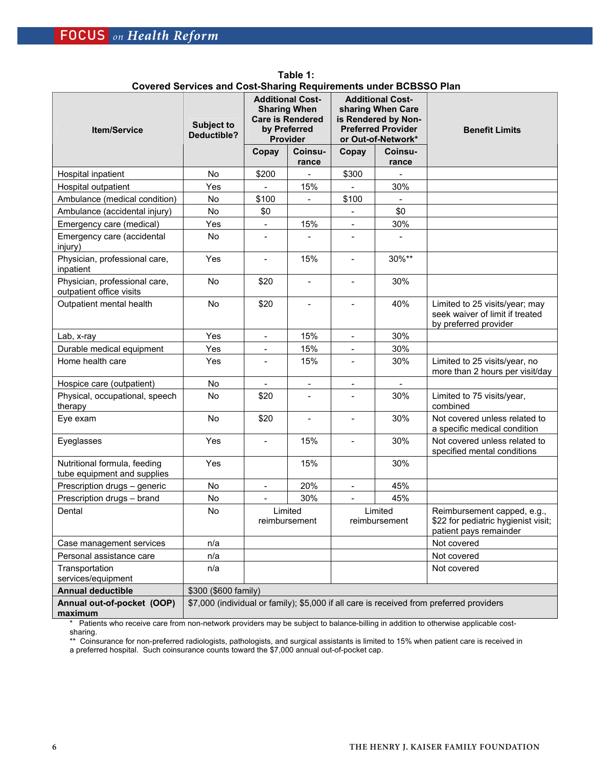**Table 1:**
**Covered Services and Cost-Sharing Requirements under BCBSSO Plan**

| Item/Service | Subject to Deductible? | Additional Cost-Sharing When Care is Rendered by Preferred Provider | | Additional Cost-sharing When Care is Rendered by Non-Preferred Provider or Out-of-Network* | | Benefit Limits |
|---|---|---|---|---|---|---|
| | | Copay | Coinsurance | Copay | Coinsurance | |
| Hospital inpatient | No | $200 | - | $300 | - | |
| Hospital outpatient | Yes | - | 15% | - | 30% | |
| Ambulance (medical condition) | No | $100 | - | $100 | - | |
| Ambulance (accidental injury) | No | $0 | | - | $0 | |
| Emergency care (medical) | Yes | - | 15% | - | 30% | |
| Emergency care (accidental injury) | No | - | - | - | - | |
| Physician, professional care, inpatient | Yes | - | 15% | - | 30%** | |
| Physician, professional care, outpatient office visits | No | $20 | - | - | 30% | |
| Outpatient mental health | No | $20 | - | - | 40% | Limited to 25 visits/year; may seek waiver of limit if treated by preferred provider |
| Lab, x-ray | Yes | - | 15% | - | 30% | |
| Durable medical equipment | Yes | - | 15% | - | 30% | |
| Home health care | Yes | - | 15% | - | 30% | Limited to 25 visits/year, no more than 2 hours per visit/day |
| Hospice care (outpatient) | No | - | - | - | - | |
| Physical, occupational, speech therapy | No | $20 | - | - | 30% | Limited to 75 visits/year, combined |
| Eye exam | No | $20 | - | - | 30% | Not covered unless related to a specific medical condition |
| Eyeglasses | Yes | - | 15% | - | 30% | Not covered unless related to specified mental conditions |
| Nutritional formula, feeding tube equipment and supplies | Yes | | 15% | | 30% | |
| Prescription drugs – generic | No | - | 20% | - | 45% | |
| Prescription drugs – brand | No | - | 30% | - | 45% | |
| Dental | No | Limited reimbursement | | Limited reimbursement | | Reimbursement capped, e.g., $22 for pediatric hygienist visit; patient pays remainder |
| Case management services | n/a | | | | | Not covered |
| Personal assistance care | n/a | | | | | Not covered |
| Transportation services/equipment | n/a | | | | | Not covered |
| **Annual deductible** | $300 ($600 family) | | | | | |
| **Annual out-of-pocket (OOP) maximum** | $7,000 (individual or family); $5,000 if all care is received from preferred providers | | | | | |

\* Patients who receive care from non-network providers may be subject to balance-billing in addition to otherwise applicable cost-sharing.

** Coinsurance for non-preferred radiologists, pathologists, and surgical assistants is limited to 15% when patient care is received in a preferred hospital. Such coinsurance counts toward the $7,000 annual out-of-pocket cap.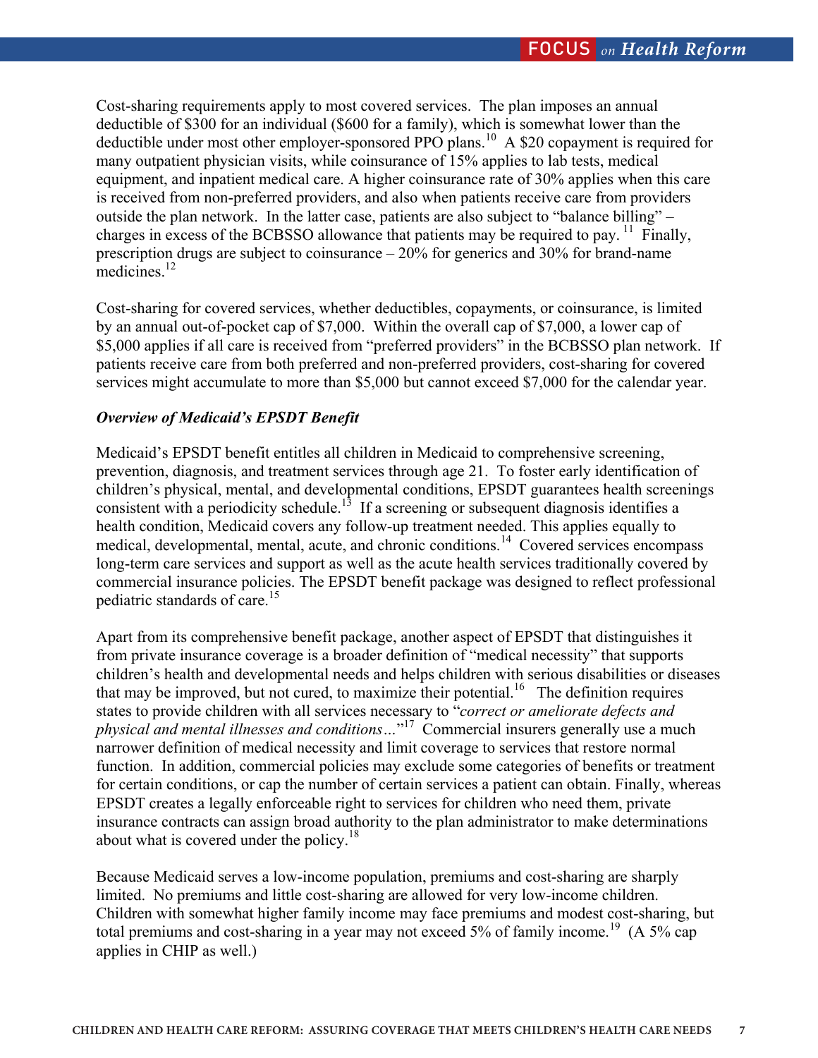Cost-sharing requirements apply to most covered services. The plan imposes an annual deductible of $300 for an individual ($600 for a family), which is somewhat lower than the deductible under most other employer-sponsored PPO plans.[10] A $20 copayment is required for many outpatient physician visits, while coinsurance of 15% applies to lab tests, medical equipment, and inpatient medical care. A higher coinsurance rate of 30% applies when this care is received from non-preferred providers, and also when patients receive care from providers outside the plan network. In the latter case, patients are also subject to "balance billing" – charges in excess of the BCBSSO allowance that patients may be required to pay.[11] Finally, prescription drugs are subject to coinsurance – 20% for generics and 30% for brand-name medicines.[12]

Cost-sharing for covered services, whether deductibles, copayments, or coinsurance, is limited by an annual out-of-pocket cap of $7,000. Within the overall cap of $7,000, a lower cap of $5,000 applies if all care is received from "preferred providers" in the BCBSSO plan network. If patients receive care from both preferred and non-preferred providers, cost-sharing for covered services might accumulate to more than $5,000 but cannot exceed $7,000 for the calendar year.

***Overview of Medicaid's EPSDT Benefit***

Medicaid's EPSDT benefit entitles all children in Medicaid to comprehensive screening, prevention, diagnosis, and treatment services through age 21. To foster early identification of children's physical, mental, and developmental conditions, EPSDT guarantees health screenings consistent with a periodicity schedule.[13] If a screening or subsequent diagnosis identifies a health condition, Medicaid covers any follow-up treatment needed. This applies equally to medical, developmental, mental, acute, and chronic conditions.[14] Covered services encompass long-term care services and support as well as the acute health services traditionally covered by commercial insurance policies. The EPSDT benefit package was designed to reflect professional pediatric standards of care.[15]

Apart from its comprehensive benefit package, another aspect of EPSDT that distinguishes it from private insurance coverage is a broader definition of "medical necessity" that supports children's health and developmental needs and helps children with serious disabilities or diseases that may be improved, but not cured, to maximize their potential.[16] The definition requires states to provide children with all services necessary to "*correct or ameliorate defects and physical and mental illnesses and conditions…*"[17] Commercial insurers generally use a much narrower definition of medical necessity and limit coverage to services that restore normal function. In addition, commercial policies may exclude some categories of benefits or treatment for certain conditions, or cap the number of certain services a patient can obtain. Finally, whereas EPSDT creates a legally enforceable right to services for children who need them, private insurance contracts can assign broad authority to the plan administrator to make determinations about what is covered under the policy.[18]

Because Medicaid serves a low-income population, premiums and cost-sharing are sharply limited. No premiums and little cost-sharing are allowed for very low-income children. Children with somewhat higher family income may face premiums and modest cost-sharing, but total premiums and cost-sharing in a year may not exceed 5% of family income.[19] (A 5% cap applies in CHIP as well.)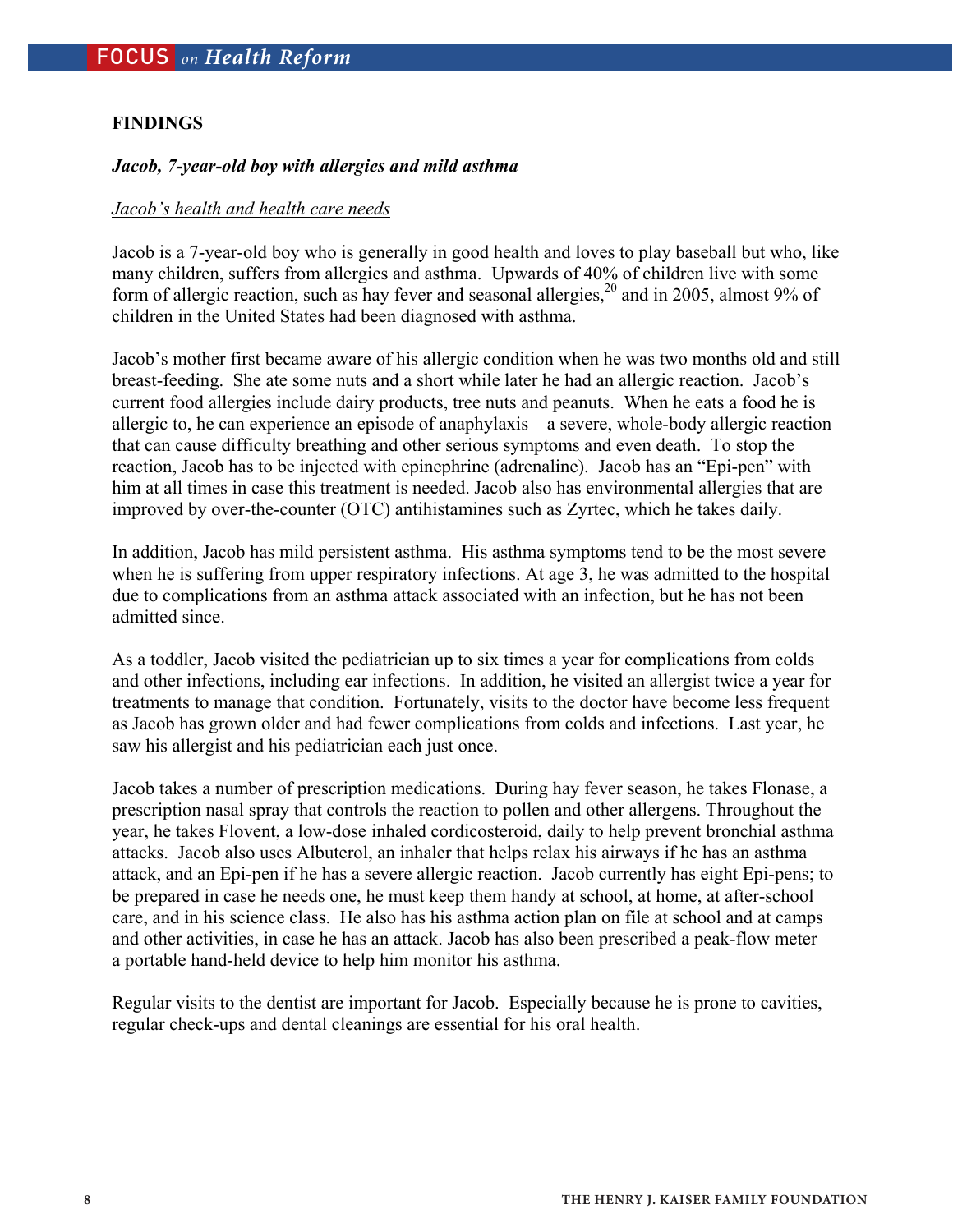## FINDINGS

***Jacob, 7-year-old boy with allergies and mild asthma***

*Jacob's health and health care needs*

Jacob is a 7-year-old boy who is generally in good health and loves to play baseball but who, like many children, suffers from allergies and asthma. Upwards of 40% of children live with some form of allergic reaction, such as hay fever and seasonal allergies,[20] and in 2005, almost 9% of children in the United States had been diagnosed with asthma.

Jacob's mother first became aware of his allergic condition when he was two months old and still breast-feeding. She ate some nuts and a short while later he had an allergic reaction. Jacob's current food allergies include dairy products, tree nuts and peanuts. When he eats a food he is allergic to, he can experience an episode of anaphylaxis – a severe, whole-body allergic reaction that can cause difficulty breathing and other serious symptoms and even death. To stop the reaction, Jacob has to be injected with epinephrine (adrenaline). Jacob has an "Epi-pen" with him at all times in case this treatment is needed. Jacob also has environmental allergies that are improved by over-the-counter (OTC) antihistamines such as Zyrtec, which he takes daily.

In addition, Jacob has mild persistent asthma. His asthma symptoms tend to be the most severe when he is suffering from upper respiratory infections. At age 3, he was admitted to the hospital due to complications from an asthma attack associated with an infection, but he has not been admitted since.

As a toddler, Jacob visited the pediatrician up to six times a year for complications from colds and other infections, including ear infections. In addition, he visited an allergist twice a year for treatments to manage that condition. Fortunately, visits to the doctor have become less frequent as Jacob has grown older and had fewer complications from colds and infections. Last year, he saw his allergist and his pediatrician each just once.

Jacob takes a number of prescription medications. During hay fever season, he takes Flonase, a prescription nasal spray that controls the reaction to pollen and other allergens. Throughout the year, he takes Flovent, a low-dose inhaled cordicosteroid, daily to help prevent bronchial asthma attacks. Jacob also uses Albuterol, an inhaler that helps relax his airways if he has an asthma attack, and an Epi-pen if he has a severe allergic reaction. Jacob currently has eight Epi-pens; to be prepared in case he needs one, he must keep them handy at school, at home, at after-school care, and in his science class. He also has his asthma action plan on file at school and at camps and other activities, in case he has an attack. Jacob has also been prescribed a peak-flow meter – a portable hand-held device to help him monitor his asthma.

Regular visits to the dentist are important for Jacob. Especially because he is prone to cavities, regular check-ups and dental cleanings are essential for his oral health.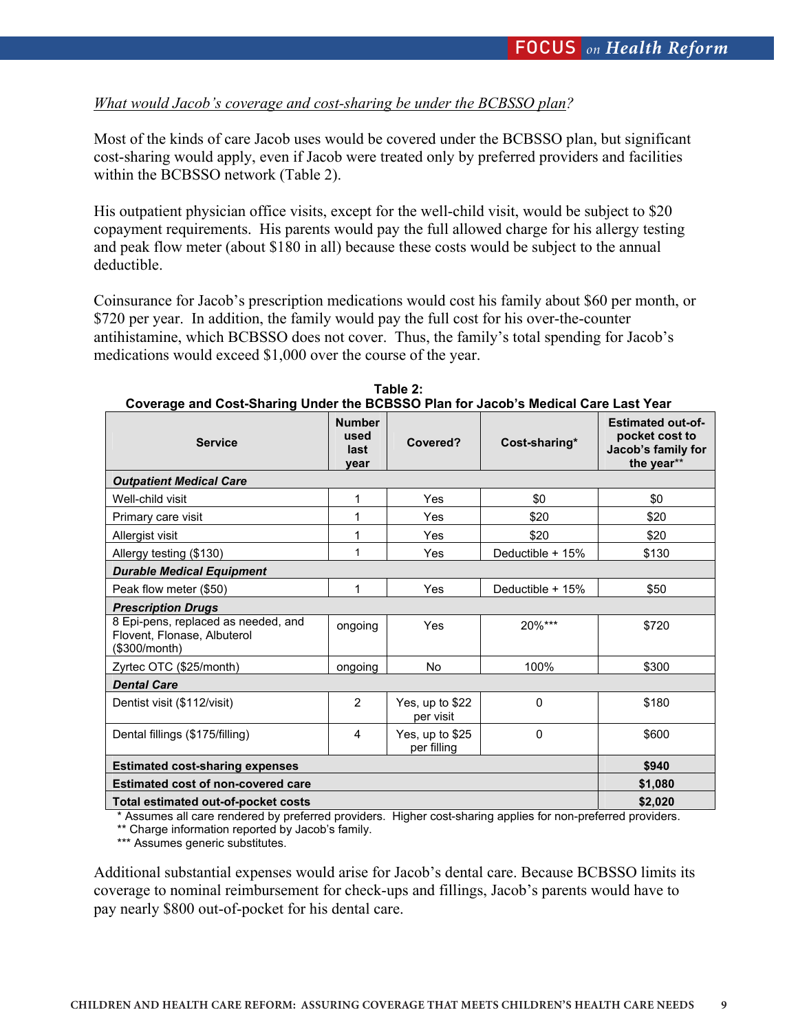*What would Jacob's coverage and cost-sharing be under the BCBSSO plan?*

Most of the kinds of care Jacob uses would be covered under the BCBSSO plan, but significant cost-sharing would apply, even if Jacob were treated only by preferred providers and facilities within the BCBSSO network (Table 2).

His outpatient physician office visits, except for the well-child visit, would be subject to $20 copayment requirements. His parents would pay the full allowed charge for his allergy testing and peak flow meter (about $180 in all) because these costs would be subject to the annual deductible.

Coinsurance for Jacob's prescription medications would cost his family about $60 per month, or $720 per year. In addition, the family would pay the full cost for his over-the-counter antihistamine, which BCBSSO does not cover. Thus, the family's total spending for Jacob's medications would exceed $1,000 over the course of the year.

**Table 2: Coverage and Cost-Sharing Under the BCBSSO Plan for Jacob's Medical Care Last Year**

| Service | Number used last year | Covered? | Cost-sharing* | Estimated out-of-pocket cost to Jacob's family for the year** |
|---|---|---|---|---|
| ***Outpatient Medical Care*** | | | | |
| Well-child visit | 1 | Yes | $0 | $0 |
| Primary care visit | 1 | Yes | $20 | $20 |
| Allergist visit | 1 | Yes | $20 | $20 |
| Allergy testing ($130) | 1 | Yes | Deductible + 15% | $130 |
| ***Durable Medical Equipment*** | | | | |
| Peak flow meter ($50) | 1 | Yes | Deductible + 15% | $50 |
| ***Prescription Drugs*** | | | | |
| 8 Epi-pens, replaced as needed, and Flovent, Flonase, Albuterol ($300/month) | ongoing | Yes | 20%*** | $720 |
| Zyrtec OTC ($25/month) | ongoing | No | 100% | $300 |
| ***Dental Care*** | | | | |
| Dentist visit ($112/visit) | 2 | Yes, up to $22 per visit | 0 | $180 |
| Dental fillings ($175/filling) | 4 | Yes, up to $25 per filling | 0 | $600 |
| **Estimated cost-sharing expenses** | | | | **$940** |
| **Estimated cost of non-covered care** | | | | **$1,080** |
| **Total estimated out-of-pocket costs** | | | | **$2,020** |

\* Assumes all care rendered by preferred providers. Higher cost-sharing applies for non-preferred providers.
** Charge information reported by Jacob's family.
*** Assumes generic substitutes.

Additional substantial expenses would arise for Jacob's dental care. Because BCBSSO limits its coverage to nominal reimbursement for check-ups and fillings, Jacob's parents would have to pay nearly $800 out-of-pocket for his dental care.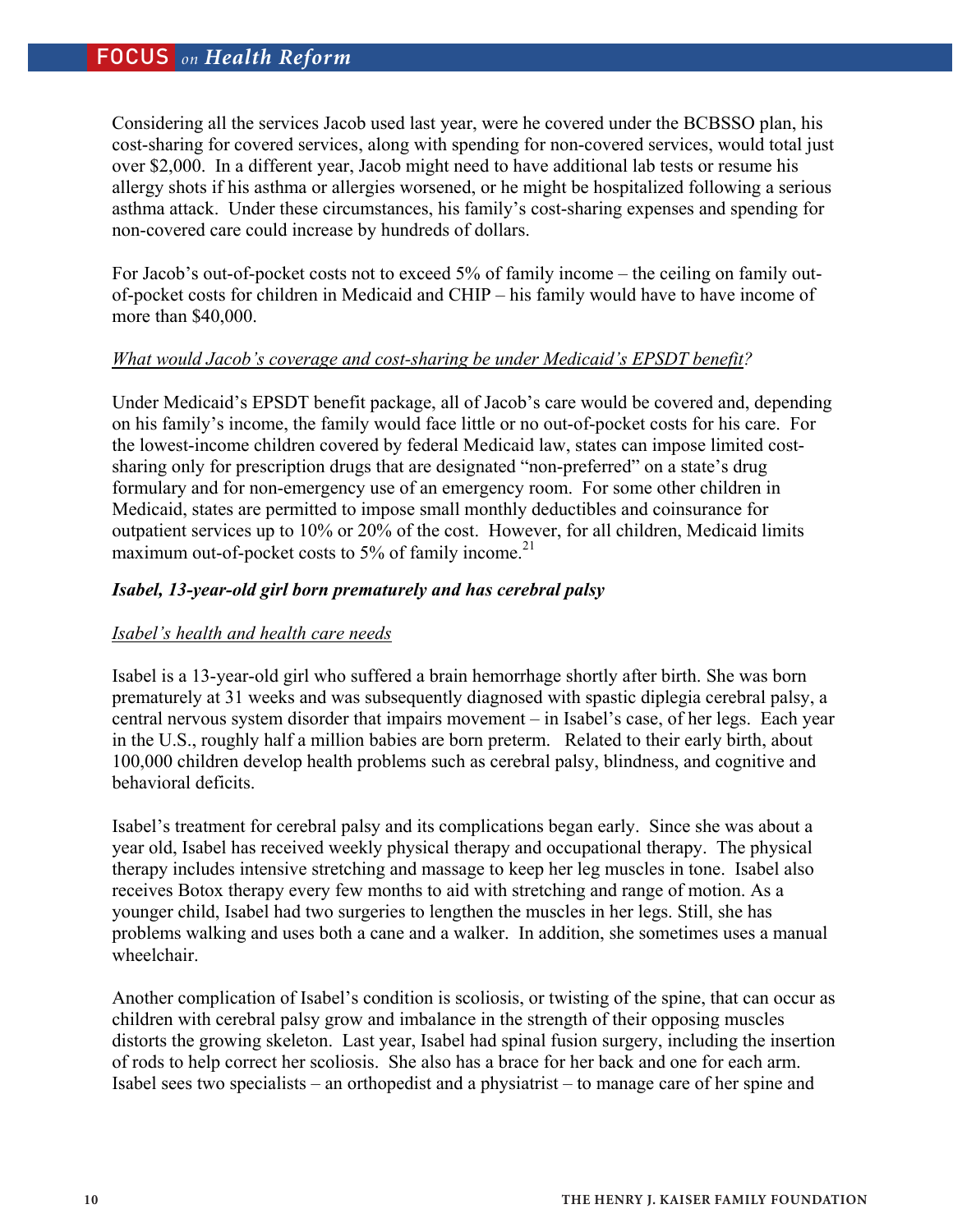Considering all the services Jacob used last year, were he covered under the BCBSSO plan, his cost-sharing for covered services, along with spending for non-covered services, would total just over $2,000. In a different year, Jacob might need to have additional lab tests or resume his allergy shots if his asthma or allergies worsened, or he might be hospitalized following a serious asthma attack. Under these circumstances, his family's cost-sharing expenses and spending for non-covered care could increase by hundreds of dollars.

For Jacob's out-of-pocket costs not to exceed 5% of family income – the ceiling on family out-of-pocket costs for children in Medicaid and CHIP – his family would have to have income of more than $40,000.

*What would Jacob's coverage and cost-sharing be under Medicaid's EPSDT benefit?*

Under Medicaid's EPSDT benefit package, all of Jacob's care would be covered and, depending on his family's income, the family would face little or no out-of-pocket costs for his care. For the lowest-income children covered by federal Medicaid law, states can impose limited cost-sharing only for prescription drugs that are designated "non-preferred" on a state's drug formulary and for non-emergency use of an emergency room. For some other children in Medicaid, states are permitted to impose small monthly deductibles and coinsurance for outpatient services up to 10% or 20% of the cost. However, for all children, Medicaid limits maximum out-of-pocket costs to 5% of family income.[21]

### *Isabel, 13-year-old girl born prematurely and has cerebral palsy*

*Isabel's health and health care needs*

Isabel is a 13-year-old girl who suffered a brain hemorrhage shortly after birth. She was born prematurely at 31 weeks and was subsequently diagnosed with spastic diplegia cerebral palsy, a central nervous system disorder that impairs movement – in Isabel's case, of her legs. Each year in the U.S., roughly half a million babies are born preterm. Related to their early birth, about 100,000 children develop health problems such as cerebral palsy, blindness, and cognitive and behavioral deficits.

Isabel's treatment for cerebral palsy and its complications began early. Since she was about a year old, Isabel has received weekly physical therapy and occupational therapy. The physical therapy includes intensive stretching and massage to keep her leg muscles in tone. Isabel also receives Botox therapy every few months to aid with stretching and range of motion. As a younger child, Isabel had two surgeries to lengthen the muscles in her legs. Still, she has problems walking and uses both a cane and a walker. In addition, she sometimes uses a manual wheelchair.

Another complication of Isabel's condition is scoliosis, or twisting of the spine, that can occur as children with cerebral palsy grow and imbalance in the strength of their opposing muscles distorts the growing skeleton. Last year, Isabel had spinal fusion surgery, including the insertion of rods to help correct her scoliosis. She also has a brace for her back and one for each arm. Isabel sees two specialists – an orthopedist and a physiatrist – to manage care of her spine and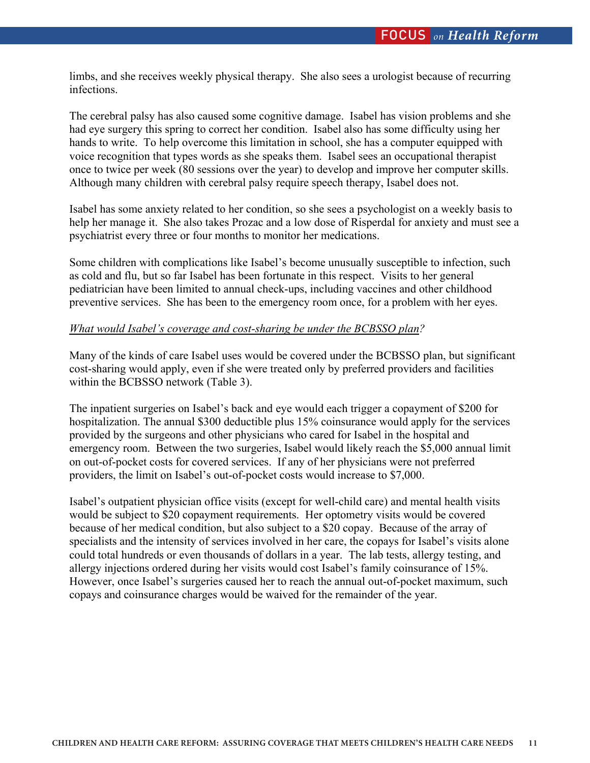limbs, and she receives weekly physical therapy. She also sees a urologist because of recurring infections.

The cerebral palsy has also caused some cognitive damage. Isabel has vision problems and she had eye surgery this spring to correct her condition. Isabel also has some difficulty using her hands to write. To help overcome this limitation in school, she has a computer equipped with voice recognition that types words as she speaks them. Isabel sees an occupational therapist once to twice per week (80 sessions over the year) to develop and improve her computer skills. Although many children with cerebral palsy require speech therapy, Isabel does not.

Isabel has some anxiety related to her condition, so she sees a psychologist on a weekly basis to help her manage it. She also takes Prozac and a low dose of Risperdal for anxiety and must see a psychiatrist every three or four months to monitor her medications.

Some children with complications like Isabel's become unusually susceptible to infection, such as cold and flu, but so far Isabel has been fortunate in this respect. Visits to her general pediatrician have been limited to annual check-ups, including vaccines and other childhood preventive services. She has been to the emergency room once, for a problem with her eyes.

*What would Isabel's coverage and cost-sharing be under the BCBSSO plan?*

Many of the kinds of care Isabel uses would be covered under the BCBSSO plan, but significant cost-sharing would apply, even if she were treated only by preferred providers and facilities within the BCBSSO network (Table 3).

The inpatient surgeries on Isabel's back and eye would each trigger a copayment of $200 for hospitalization. The annual $300 deductible plus 15% coinsurance would apply for the services provided by the surgeons and other physicians who cared for Isabel in the hospital and emergency room. Between the two surgeries, Isabel would likely reach the $5,000 annual limit on out-of-pocket costs for covered services. If any of her physicians were not preferred providers, the limit on Isabel's out-of-pocket costs would increase to $7,000.

Isabel's outpatient physician office visits (except for well-child care) and mental health visits would be subject to $20 copayment requirements. Her optometry visits would be covered because of her medical condition, but also subject to a $20 copay. Because of the array of specialists and the intensity of services involved in her care, the copays for Isabel's visits alone could total hundreds or even thousands of dollars in a year. The lab tests, allergy testing, and allergy injections ordered during her visits would cost Isabel's family coinsurance of 15%. However, once Isabel's surgeries caused her to reach the annual out-of-pocket maximum, such copays and coinsurance charges would be waived for the remainder of the year.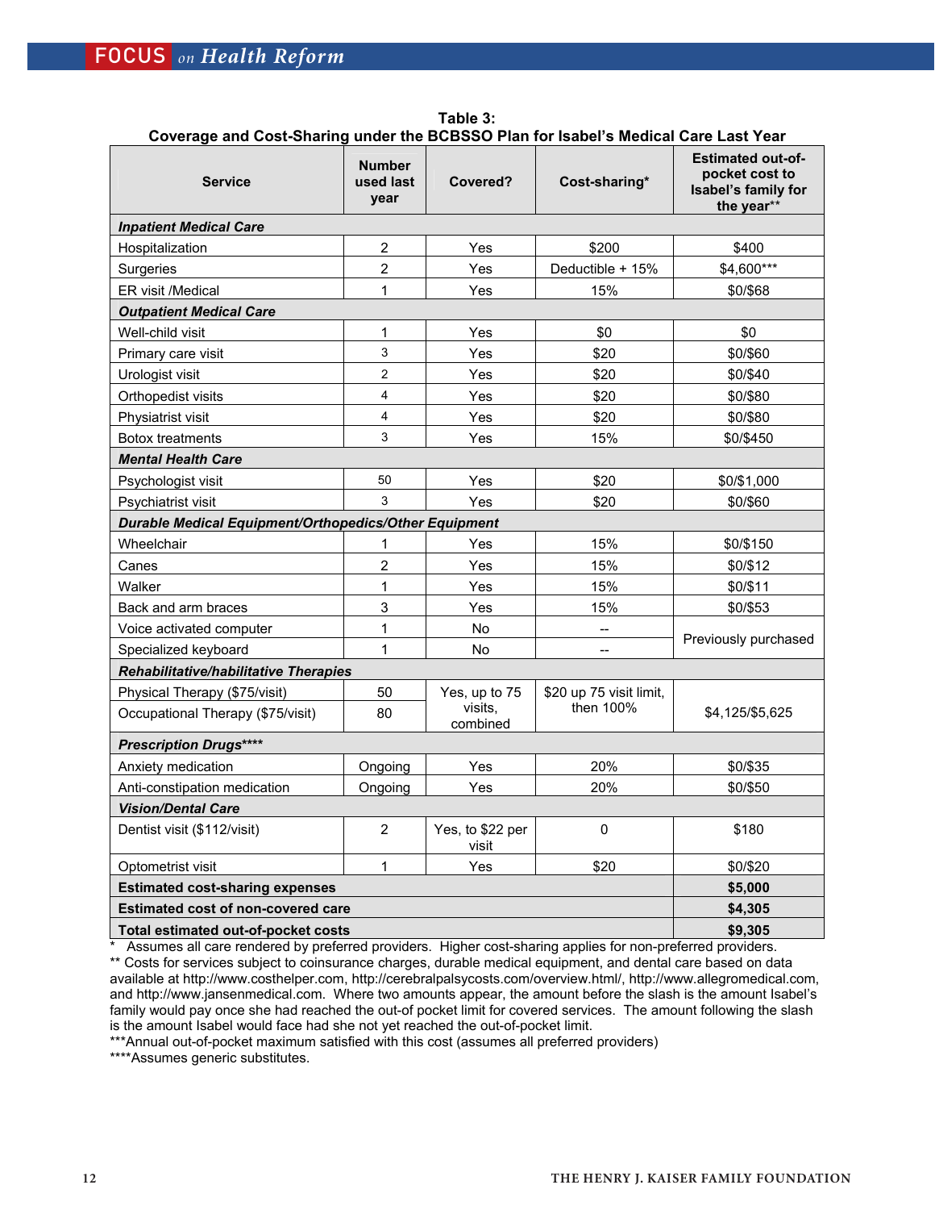**Table 3:**
**Coverage and Cost-Sharing under the BCBSSO Plan for Isabel's Medical Care Last Year**

| Service | Number used last year | Covered? | Cost-sharing* | Estimated out-of-pocket cost to Isabel's family for the year** |
|---|---|---|---|---|
| ***Inpatient Medical Care*** | | | | |
| Hospitalization | 2 | Yes | $200 | $400 |
| Surgeries | 2 | Yes | Deductible + 15% | $4,600*** |
| ER visit /Medical | 1 | Yes | 15% | $0/$68 |
| ***Outpatient Medical Care*** | | | | |
| Well-child visit | 1 | Yes | $0 | $0 |
| Primary care visit | 3 | Yes | $20 | $0/$60 |
| Urologist visit | 2 | Yes | $20 | $0/$40 |
| Orthopedist visits | 4 | Yes | $20 | $0/$80 |
| Physiatrist visit | 4 | Yes | $20 | $0/$80 |
| Botox treatments | 3 | Yes | 15% | $0/$450 |
| ***Mental Health Care*** | | | | |
| Psychologist visit | 50 | Yes | $20 | $0/$1,000 |
| Psychiatrist visit | 3 | Yes | $20 | $0/$60 |
| ***Durable Medical Equipment/Orthopedics/Other Equipment*** | | | | |
| Wheelchair | 1 | Yes | 15% | $0/$150 |
| Canes | 2 | Yes | 15% | $0/$12 |
| Walker | 1 | Yes | 15% | $0/$11 |
| Back and arm braces | 3 | Yes | 15% | $0/$53 |
| Voice activated computer | 1 | No | -- | Previously purchased |
| Specialized keyboard | 1 | No | -- | |
| ***Rehabilitative/habilitative Therapies*** | | | | |
| Physical Therapy ($75/visit) | 50 | Yes, up to 75 visits, combined | $20 up 75 visit limit, then 100% | $4,125/$5,625 |
| Occupational Therapy ($75/visit) | 80 | | | |
| ***Prescription Drugs\*\*\*\**** | | | | |
| Anxiety medication | Ongoing | Yes | 20% | $0/$35 |
| Anti-constipation medication | Ongoing | Yes | 20% | $0/$50 |
| ***Vision/Dental Care*** | | | | |
| Dentist visit ($112/visit) | 2 | Yes, to $22 per visit | 0 | $180 |
| Optometrist visit | 1 | Yes | $20 | $0/$20 |
| **Estimated cost-sharing expenses** | | | | **$5,000** |
| **Estimated cost of non-covered care** | | | | **$4,305** |
| **Total estimated out-of-pocket costs** | | | | **$9,305** |

\* Assumes all care rendered by preferred providers. Higher cost-sharing applies for non-preferred providers.
** Costs for services subject to coinsurance charges, durable medical equipment, and dental care based on data available at http://www.costhelper.com, http://cerebralpalsycosts.com/overview.html/, http://www.allegromedical.com, and http://www.jansenmedical.com. Where two amounts appear, the amount before the slash is the amount Isabel's family would pay once she had reached the out-of pocket limit for covered services. The amount following the slash is the amount Isabel would face had she not yet reached the out-of-pocket limit.
***Annual out-of-pocket maximum satisfied with this cost (assumes all preferred providers)
****Assumes generic substitutes.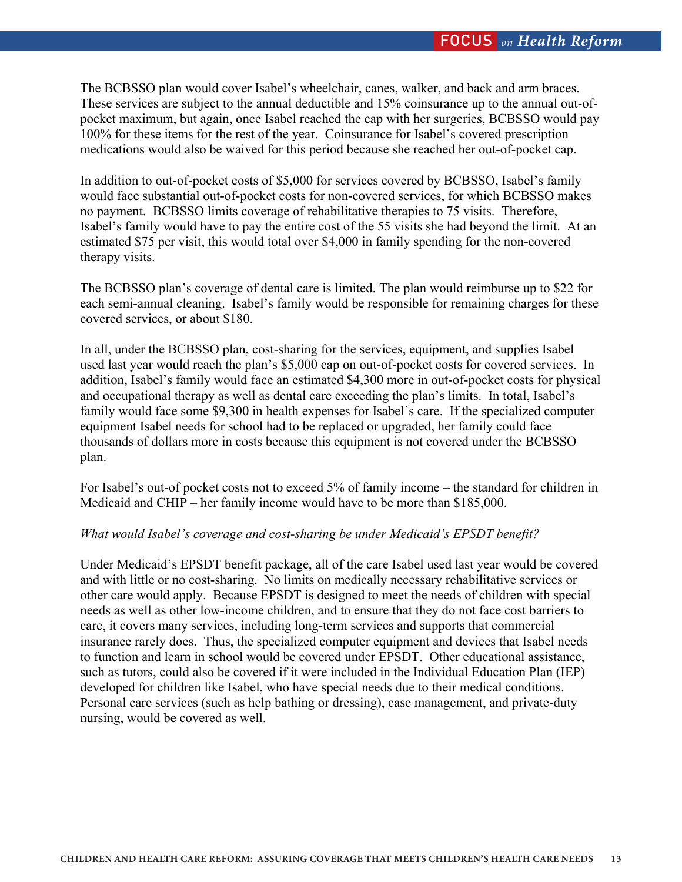The BCBSSO plan would cover Isabel's wheelchair, canes, walker, and back and arm braces. These services are subject to the annual deductible and 15% coinsurance up to the annual out-of-pocket maximum, but again, once Isabel reached the cap with her surgeries, BCBSSO would pay 100% for these items for the rest of the year. Coinsurance for Isabel's covered prescription medications would also be waived for this period because she reached her out-of-pocket cap.

In addition to out-of-pocket costs of $5,000 for services covered by BCBSSO, Isabel's family would face substantial out-of-pocket costs for non-covered services, for which BCBSSO makes no payment. BCBSSO limits coverage of rehabilitative therapies to 75 visits. Therefore, Isabel's family would have to pay the entire cost of the 55 visits she had beyond the limit. At an estimated $75 per visit, this would total over $4,000 in family spending for the non-covered therapy visits.

The BCBSSO plan's coverage of dental care is limited. The plan would reimburse up to $22 for each semi-annual cleaning. Isabel's family would be responsible for remaining charges for these covered services, or about $180.

In all, under the BCBSSO plan, cost-sharing for the services, equipment, and supplies Isabel used last year would reach the plan's $5,000 cap on out-of-pocket costs for covered services. In addition, Isabel's family would face an estimated $4,300 more in out-of-pocket costs for physical and occupational therapy as well as dental care exceeding the plan's limits. In total, Isabel's family would face some $9,300 in health expenses for Isabel's care. If the specialized computer equipment Isabel needs for school had to be replaced or upgraded, her family could face thousands of dollars more in costs because this equipment is not covered under the BCBSSO plan.

For Isabel's out-of pocket costs not to exceed 5% of family income – the standard for children in Medicaid and CHIP – her family income would have to be more than $185,000.

*<u>What would Isabel's coverage and cost-sharing be under Medicaid's EPSDT benefit</u>?*

Under Medicaid's EPSDT benefit package, all of the care Isabel used last year would be covered and with little or no cost-sharing. No limits on medically necessary rehabilitative services or other care would apply. Because EPSDT is designed to meet the needs of children with special needs as well as other low-income children, and to ensure that they do not face cost barriers to care, it covers many services, including long-term services and supports that commercial insurance rarely does. Thus, the specialized computer equipment and devices that Isabel needs to function and learn in school would be covered under EPSDT. Other educational assistance, such as tutors, could also be covered if it were included in the Individual Education Plan (IEP) developed for children like Isabel, who have special needs due to their medical conditions. Personal care services (such as help bathing or dressing), case management, and private-duty nursing, would be covered as well.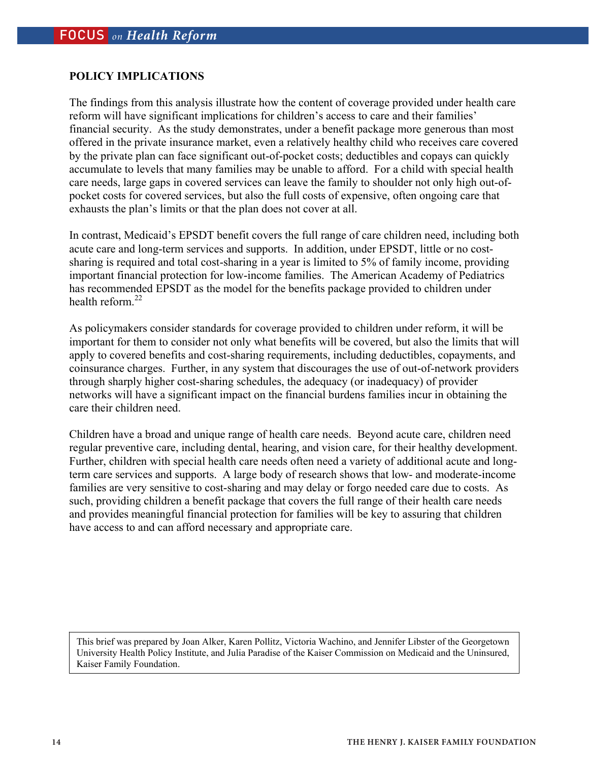## POLICY IMPLICATIONS

The findings from this analysis illustrate how the content of coverage provided under health care reform will have significant implications for children's access to care and their families' financial security. As the study demonstrates, under a benefit package more generous than most offered in the private insurance market, even a relatively healthy child who receives care covered by the private plan can face significant out-of-pocket costs; deductibles and copays can quickly accumulate to levels that many families may be unable to afford. For a child with special health care needs, large gaps in covered services can leave the family to shoulder not only high out-of-pocket costs for covered services, but also the full costs of expensive, often ongoing care that exhausts the plan's limits or that the plan does not cover at all.

In contrast, Medicaid's EPSDT benefit covers the full range of care children need, including both acute care and long-term services and supports. In addition, under EPSDT, little or no cost-sharing is required and total cost-sharing in a year is limited to 5% of family income, providing important financial protection for low-income families. The American Academy of Pediatrics has recommended EPSDT as the model for the benefits package provided to children under health reform.[22]

As policymakers consider standards for coverage provided to children under reform, it will be important for them to consider not only what benefits will be covered, but also the limits that will apply to covered benefits and cost-sharing requirements, including deductibles, copayments, and coinsurance charges. Further, in any system that discourages the use of out-of-network providers through sharply higher cost-sharing schedules, the adequacy (or inadequacy) of provider networks will have a significant impact on the financial burdens families incur in obtaining the care their children need.

Children have a broad and unique range of health care needs. Beyond acute care, children need regular preventive care, including dental, hearing, and vision care, for their healthy development. Further, children with special health care needs often need a variety of additional acute and long-term care services and supports. A large body of research shows that low- and moderate-income families are very sensitive to cost-sharing and may delay or forgo needed care due to costs. As such, providing children a benefit package that covers the full range of their health care needs and provides meaningful financial protection for families will be key to assuring that children have access to and can afford necessary and appropriate care.

This brief was prepared by Joan Alker, Karen Pollitz, Victoria Wachino, and Jennifer Libster of the Georgetown University Health Policy Institute, and Julia Paradise of the Kaiser Commission on Medicaid and the Uninsured, Kaiser Family Foundation.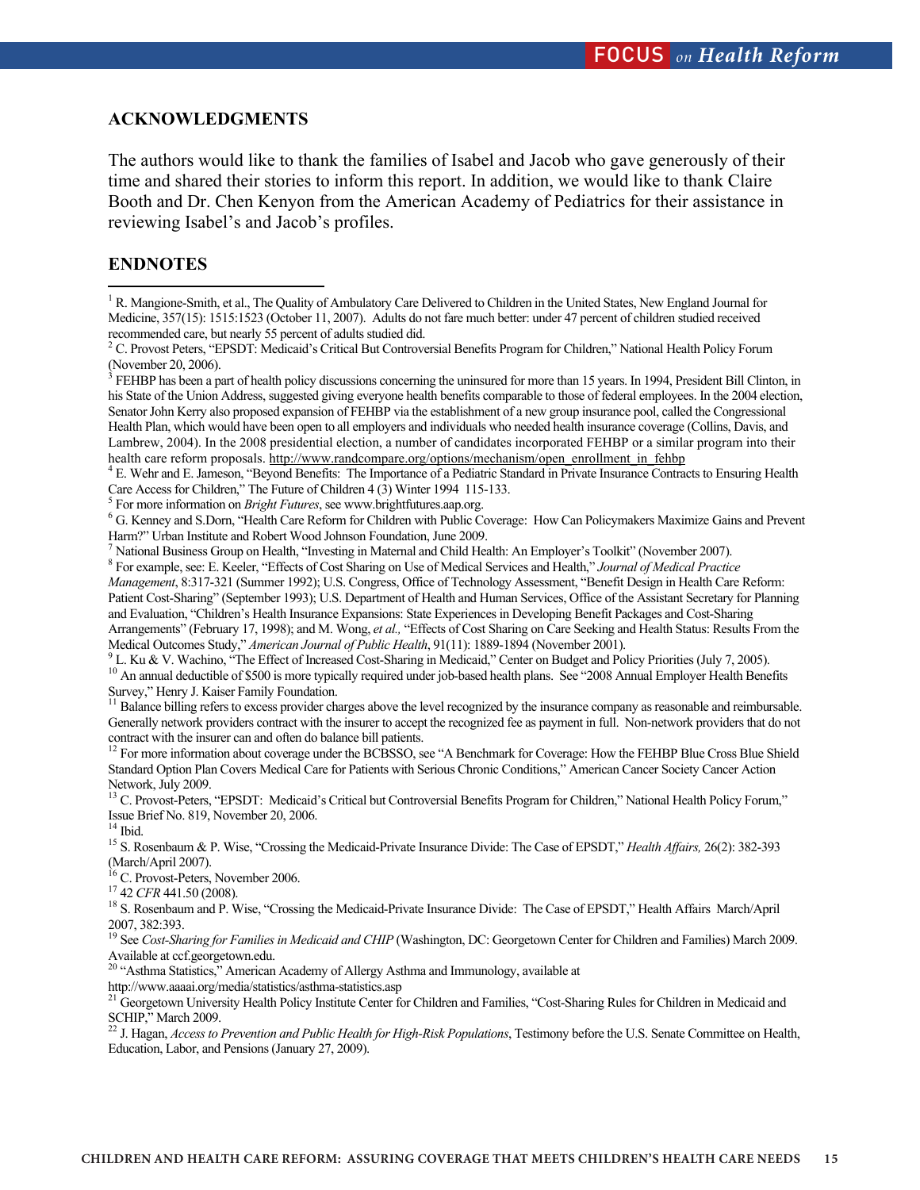## ACKNOWLEDGMENTS

The authors would like to thank the families of Isabel and Jacob who gave generously of their time and shared their stories to inform this report. In addition, we would like to thank Claire Booth and Dr. Chen Kenyon from the American Academy of Pediatrics for their assistance in reviewing Isabel's and Jacob's profiles.

## ENDNOTES

[1] R. Mangione-Smith, et al., The Quality of Ambulatory Care Delivered to Children in the United States, New England Journal for Medicine, 357(15): 1515:1523 (October 11, 2007). Adults do not fare much better: under 47 percent of children studied received recommended care, but nearly 55 percent of adults studied did.

[2] C. Provost Peters, "EPSDT: Medicaid's Critical But Controversial Benefits Program for Children," National Health Policy Forum (November 20, 2006).

[3] FEHBP has been a part of health policy discussions concerning the uninsured for more than 15 years. In 1994, President Bill Clinton, in his State of the Union Address, suggested giving everyone health benefits comparable to those of federal employees. In the 2004 election, Senator John Kerry also proposed expansion of FEHBP via the establishment of a new group insurance pool, called the Congressional Health Plan, which would have been open to all employers and individuals who needed health insurance coverage (Collins, Davis, and Lambrew, 2004). In the 2008 presidential election, a number of candidates incorporated FEHBP or a similar program into their health care reform proposals. http://www.randcompare.org/options/mechanism/open_enrollment_in_fehbp

[4] E. Wehr and E. Jameson, "Beyond Benefits: The Importance of a Pediatric Standard in Private Insurance Contracts to Ensuring Health Care Access for Children," The Future of Children 4 (3) Winter 1994 115-133.

[5] For more information on *Bright Futures*, see www.brightfutures.aap.org.

[6] G. Kenney and S.Dorn, "Health Care Reform for Children with Public Coverage: How Can Policymakers Maximize Gains and Prevent Harm?" Urban Institute and Robert Wood Johnson Foundation, June 2009.

[7] National Business Group on Health, "Investing in Maternal and Child Health: An Employer's Toolkit" (November 2007).

[8] For example, see: E. Keeler, "Effects of Cost Sharing on Use of Medical Services and Health," *Journal of Medical Practice Management*, 8:317-321 (Summer 1992); U.S. Congress, Office of Technology Assessment, "Benefit Design in Health Care Reform: Patient Cost-Sharing" (September 1993); U.S. Department of Health and Human Services, Office of the Assistant Secretary for Planning and Evaluation, "Children's Health Insurance Expansions: State Experiences in Developing Benefit Packages and Cost-Sharing Arrangements" (February 17, 1998); and M. Wong, *et al.,* "Effects of Cost Sharing on Care Seeking and Health Status: Results From the Medical Outcomes Study," *American Journal of Public Health*, 91(11): 1889-1894 (November 2001).

[9] L. Ku & V. Wachino, "The Effect of Increased Cost-Sharing in Medicaid," Center on Budget and Policy Priorities (July 7, 2005).

[10] An annual deductible of $500 is more typically required under job-based health plans. See "2008 Annual Employer Health Benefits Survey," Henry J. Kaiser Family Foundation.

[11] Balance billing refers to excess provider charges above the level recognized by the insurance company as reasonable and reimbursable. Generally network providers contract with the insurer to accept the recognized fee as payment in full. Non-network providers that do not contract with the insurer can and often do balance bill patients.

[12] For more information about coverage under the BCBSSO, see "A Benchmark for Coverage: How the FEHBP Blue Cross Blue Shield Standard Option Plan Covers Medical Care for Patients with Serious Chronic Conditions," American Cancer Society Cancer Action Network, July 2009.

[13] C. Provost-Peters, "EPSDT: Medicaid's Critical but Controversial Benefits Program for Children," National Health Policy Forum," Issue Brief No. 819, November 20, 2006.

[14] Ibid.

[15] S. Rosenbaum & P. Wise, "Crossing the Medicaid-Private Insurance Divide: The Case of EPSDT," *Health Affairs,* 26(2): 382-393 (March/April 2007).

[16] C. Provost-Peters, November 2006.

[17] 42 *CFR* 441.50 (2008).

[18] S. Rosenbaum and P. Wise, "Crossing the Medicaid-Private Insurance Divide: The Case of EPSDT," Health Affairs March/April 2007, 382:393.

[19] See *Cost-Sharing for Families in Medicaid and CHIP* (Washington, DC: Georgetown Center for Children and Families) March 2009. Available at ccf.georgetown.edu.

[20] "Asthma Statistics," American Academy of Allergy Asthma and Immunology, available at http://www.aaaai.org/media/statistics/asthma-statistics.asp

[21] Georgetown University Health Policy Institute Center for Children and Families, "Cost-Sharing Rules for Children in Medicaid and SCHIP," March 2009.

[22] J. Hagan, *Access to Prevention and Public Health for High-Risk Populations*, Testimony before the U.S. Senate Committee on Health, Education, Labor, and Pensions (January 27, 2009).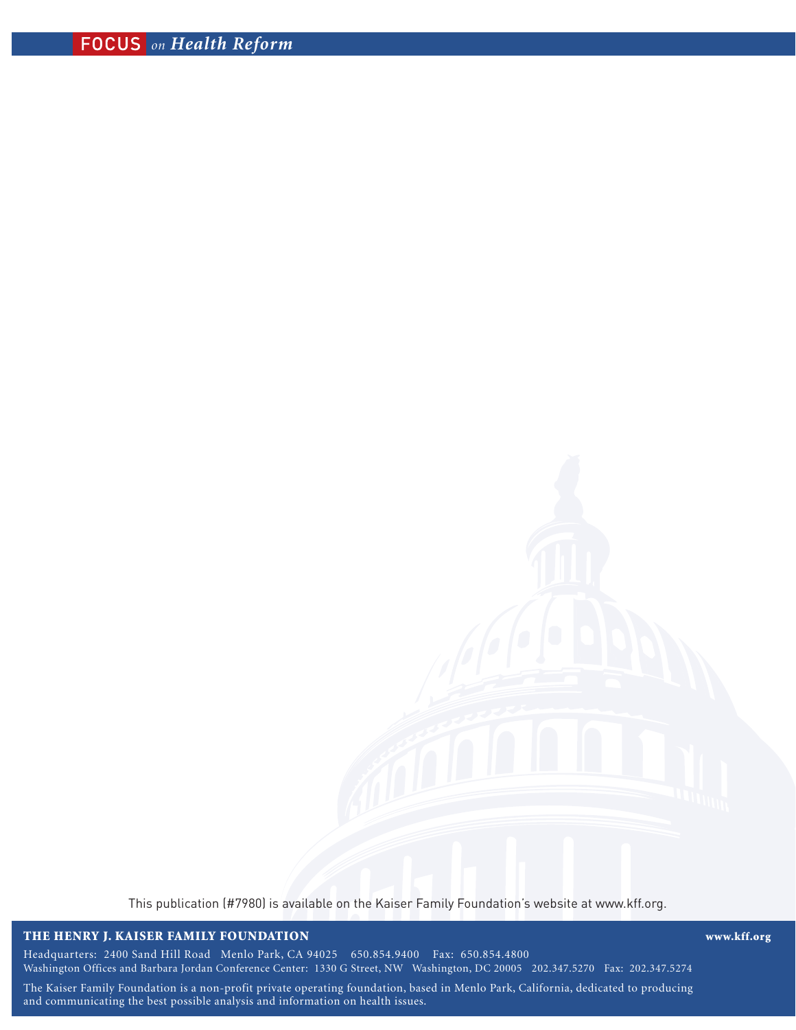This publication (#7980) is available on the Kaiser Family Foundation's website at www.kff.org.

**THE HENRY J. KAISER FAMILY FOUNDATION**

**www.kff.org**

Headquarters: 2400 Sand Hill Road Menlo Park, CA 94025 650.854.9400 Fax: 650.854.4800
Washington Offices and Barbara Jordan Conference Center: 1330 G Street, NW Washington, DC 20005 202.347.5270 Fax: 202.347.5274

The Kaiser Family Foundation is a non-profit private operating foundation, based in Menlo Park, California, dedicated to producing and communicating the best possible analysis and information on health issues.